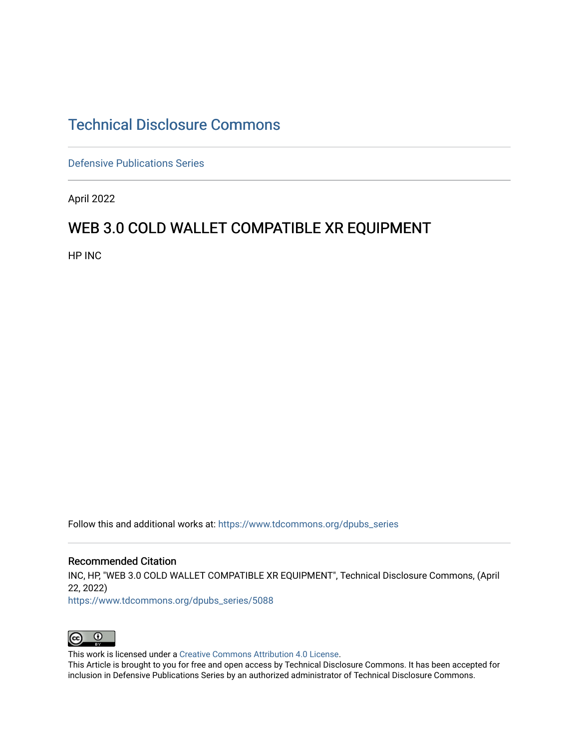# Technical Disclosure Commons

Defensive Publications Series

April 2022

## WEB 3.0 COLD WALLET COMPATIBLE XR EQUIPMENT

HP INC

Follow this and additional works at: https://www.tdcommons.org/dpubs_series

### Recommended Citation

INC, HP, "WEB 3.0 COLD WALLET COMPATIBLE XR EQUIPMENT", Technical Disclosure Commons, (April 22, 2022)
https://www.tdcommons.org/dpubs_series/5088

This work is licensed under a Creative Commons Attribution 4.0 License.
This Article is brought to you for free and open access by Technical Disclosure Commons. It has been accepted for inclusion in Defensive Publications Series by an authorized administrator of Technical Disclosure Commons.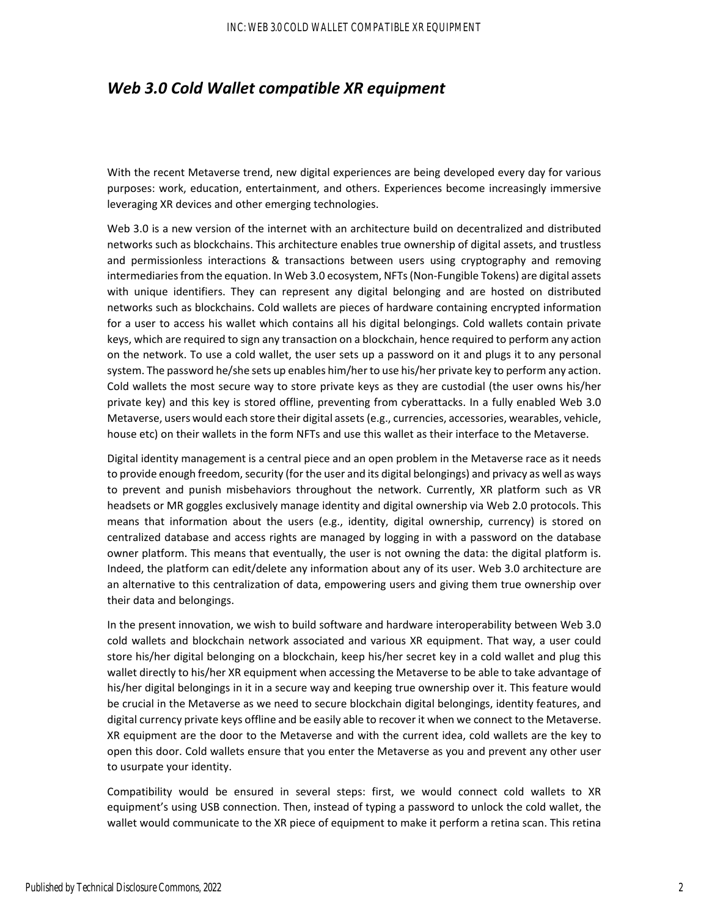# *Web 3.0 Cold Wallet compatible XR equipment*

With the recent Metaverse trend, new digital experiences are being developed every day for various purposes: work, education, entertainment, and others. Experiences become increasingly immersive leveraging XR devices and other emerging technologies.

Web 3.0 is a new version of the internet with an architecture build on decentralized and distributed networks such as blockchains. This architecture enables true ownership of digital assets, and trustless and permissionless interactions & transactions between users using cryptography and removing intermediaries from the equation. In Web 3.0 ecosystem, NFTs (Non-Fungible Tokens) are digital assets with unique identifiers. They can represent any digital belonging and are hosted on distributed networks such as blockchains. Cold wallets are pieces of hardware containing encrypted information for a user to access his wallet which contains all his digital belongings. Cold wallets contain private keys, which are required to sign any transaction on a blockchain, hence required to perform any action on the network. To use a cold wallet, the user sets up a password on it and plugs it to any personal system. The password he/she sets up enables him/her to use his/her private key to perform any action. Cold wallets the most secure way to store private keys as they are custodial (the user owns his/her private key) and this key is stored offline, preventing from cyberattacks. In a fully enabled Web 3.0 Metaverse, users would each store their digital assets (e.g., currencies, accessories, wearables, vehicle, house etc) on their wallets in the form NFTs and use this wallet as their interface to the Metaverse.

Digital identity management is a central piece and an open problem in the Metaverse race as it needs to provide enough freedom, security (for the user and its digital belongings) and privacy as well as ways to prevent and punish misbehaviors throughout the network. Currently, XR platform such as VR headsets or MR goggles exclusively manage identity and digital ownership via Web 2.0 protocols. This means that information about the users (e.g., identity, digital ownership, currency) is stored on centralized database and access rights are managed by logging in with a password on the database owner platform. This means that eventually, the user is not owning the data: the digital platform is. Indeed, the platform can edit/delete any information about any of its user. Web 3.0 architecture are an alternative to this centralization of data, empowering users and giving them true ownership over their data and belongings.

In the present innovation, we wish to build software and hardware interoperability between Web 3.0 cold wallets and blockchain network associated and various XR equipment. That way, a user could store his/her digital belonging on a blockchain, keep his/her secret key in a cold wallet and plug this wallet directly to his/her XR equipment when accessing the Metaverse to be able to take advantage of his/her digital belongings in it in a secure way and keeping true ownership over it. This feature would be crucial in the Metaverse as we need to secure blockchain digital belongings, identity features, and digital currency private keys offline and be easily able to recover it when we connect to the Metaverse. XR equipment are the door to the Metaverse and with the current idea, cold wallets are the key to open this door. Cold wallets ensure that you enter the Metaverse as you and prevent any other user to usurpate your identity.

Compatibility would be ensured in several steps: first, we would connect cold wallets to XR equipment's using USB connection. Then, instead of typing a password to unlock the cold wallet, the wallet would communicate to the XR piece of equipment to make it perform a retina scan. This retina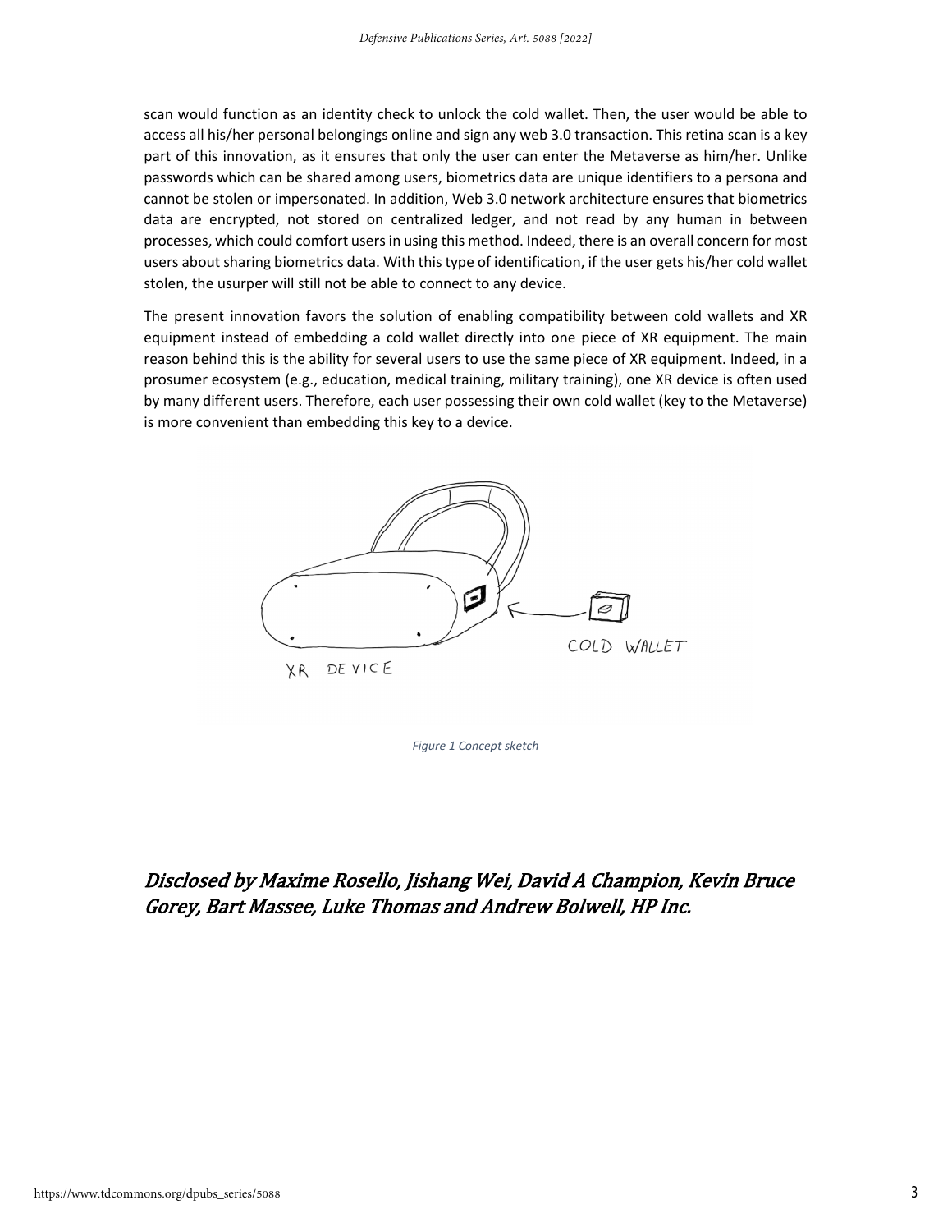scan would function as an identity check to unlock the cold wallet. Then, the user would be able to access all his/her personal belongings online and sign any web 3.0 transaction. This retina scan is a key part of this innovation, as it ensures that only the user can enter the Metaverse as him/her. Unlike passwords which can be shared among users, biometrics data are unique identifiers to a persona and cannot be stolen or impersonated. In addition, Web 3.0 network architecture ensures that biometrics data are encrypted, not stored on centralized ledger, and not read by any human in between processes, which could comfort users in using this method. Indeed, there is an overall concern for most users about sharing biometrics data. With this type of identification, if the user gets his/her cold wallet stolen, the usurper will still not be able to connect to any device.

The present innovation favors the solution of enabling compatibility between cold wallets and XR equipment instead of embedding a cold wallet directly into one piece of XR equipment. The main reason behind this is the ability for several users to use the same piece of XR equipment. Indeed, in a prosumer ecosystem (e.g., education, medical training, military training), one XR device is often used by many different users. Therefore, each user possessing their own cold wallet (key to the Metaverse) is more convenient than embedding this key to a device.

XR DEVICE

COLD WALLET

*Figure 1 Concept sketch*

*Disclosed by Maxime Rosello, Jishang Wei, David A Champion, Kevin Bruce Gorey, Bart Massee, Luke Thomas and Andrew Bolwell, HP Inc.*